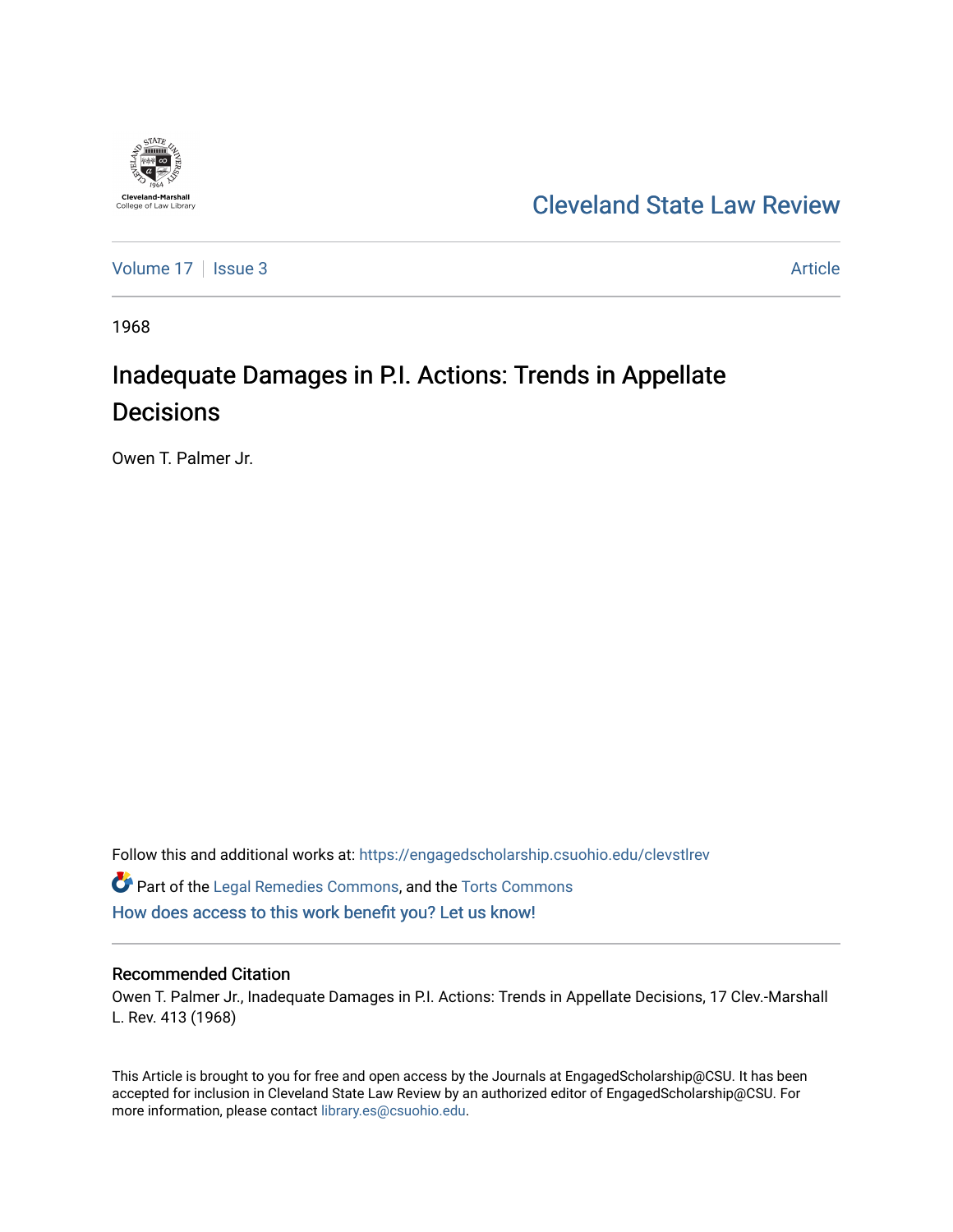Cleveland-Marshall College of Law Library

# Cleveland State Law Review

Volume 17 | Issue 3 — Article

1968

## Inadequate Damages in P.I. Actions: Trends in Appellate Decisions

Owen T. Palmer Jr.

Follow this and additional works at: https://engagedscholarship.csuohio.edu/clevstlrev

Part of the Legal Remedies Commons, and the Torts Commons

How does access to this work benefit you? Let us know!

### Recommended Citation

Owen T. Palmer Jr., Inadequate Damages in P.I. Actions: Trends in Appellate Decisions, 17 Clev.-Marshall L. Rev. 413 (1968)

This Article is brought to you for free and open access by the Journals at EngagedScholarship@CSU. It has been accepted for inclusion in Cleveland State Law Review by an authorized editor of EngagedScholarship@CSU. For more information, please contact library.es@csuohio.edu.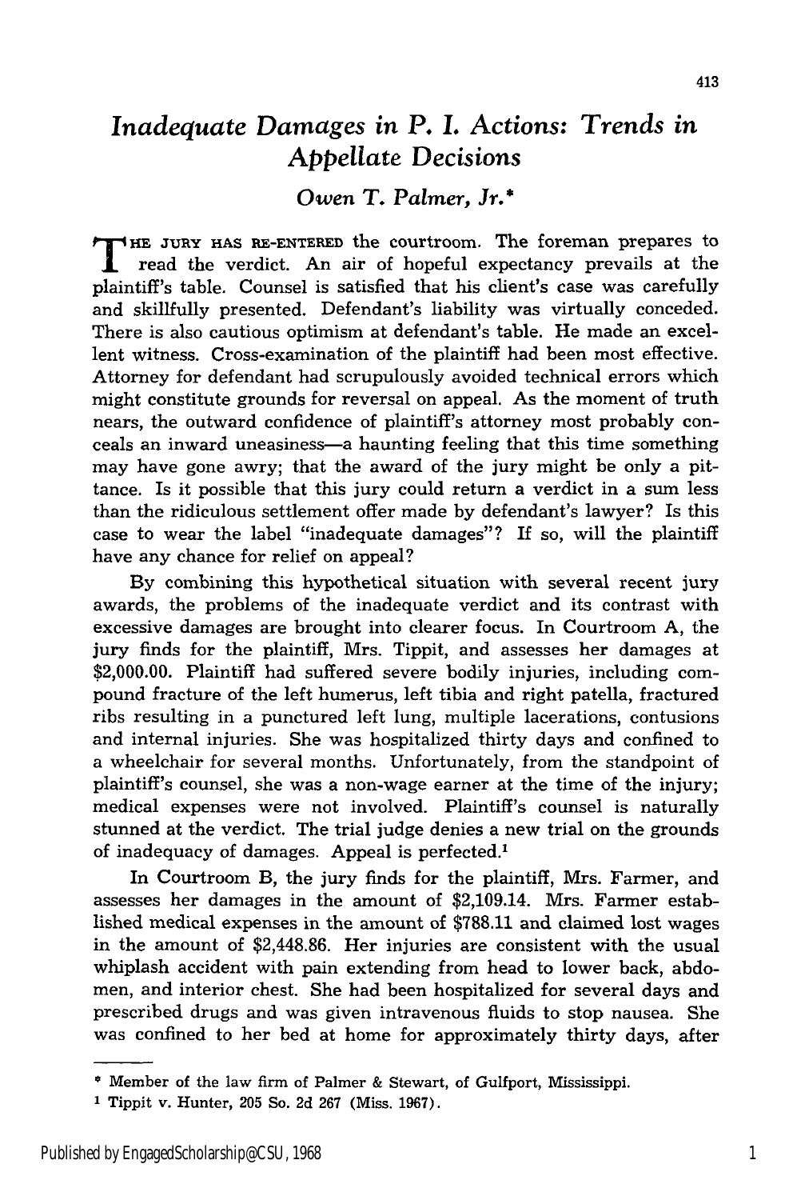# *Inadequate Damages in P. I. Actions: Trends in Appellate Decisions*

### *Owen T. Palmer, Jr.**

THE JURY HAS RE-ENTERED the courtroom. The foreman prepares to read the verdict. An air of hopeful expectancy prevails at the plaintiff's table. Counsel is satisfied that his client's case was carefully and skillfully presented. Defendant's liability was virtually conceded. There is also cautious optimism at defendant's table. He made an excellent witness. Cross-examination of the plaintiff had been most effective. Attorney for defendant had scrupulously avoided technical errors which might constitute grounds for reversal on appeal. As the moment of truth nears, the outward confidence of plaintiff's attorney most probably conceals an inward uneasiness—a haunting feeling that this time something may have gone awry; that the award of the jury might be only a pittance. Is it possible that this jury could return a verdict in a sum less than the ridiculous settlement offer made by defendant's lawyer? Is this case to wear the label "inadequate damages"? If so, will the plaintiff have any chance for relief on appeal?

By combining this hypothetical situation with several recent jury awards, the problems of the inadequate verdict and its contrast with excessive damages are brought into clearer focus. In Courtroom A, the jury finds for the plaintiff, Mrs. Tippit, and assesses her damages at $2,000.00. Plaintiff had suffered severe bodily injuries, including compound fracture of the left humerus, left tibia and right patella, fractured ribs resulting in a punctured left lung, multiple lacerations, contusions and internal injuries. She was hospitalized thirty days and confined to a wheelchair for several months. Unfortunately, from the standpoint of plaintiff's counsel, she was a non-wage earner at the time of the injury; medical expenses were not involved. Plaintiff's counsel is naturally stunned at the verdict. The trial judge denies a new trial on the grounds of inadequacy of damages. Appeal is perfected.[1]

In Courtroom B, the jury finds for the plaintiff, Mrs. Farmer, and assesses her damages in the amount of $2,109.14. Mrs. Farmer established medical expenses in the amount of $788.11 and claimed lost wages in the amount of $2,448.86. Her injuries are consistent with the usual whiplash accident with pain extending from head to lower back, abdomen, and interior chest. She had been hospitalized for several days and prescribed drugs and was given intravenous fluids to stop nausea. She was confined to her bed at home for approximately thirty days, after

---

* Member of the law firm of Palmer & Stewart, of Gulfport, Mississippi.

[1] Tippit v. Hunter, 205 So. 2d 267 (Miss. 1967).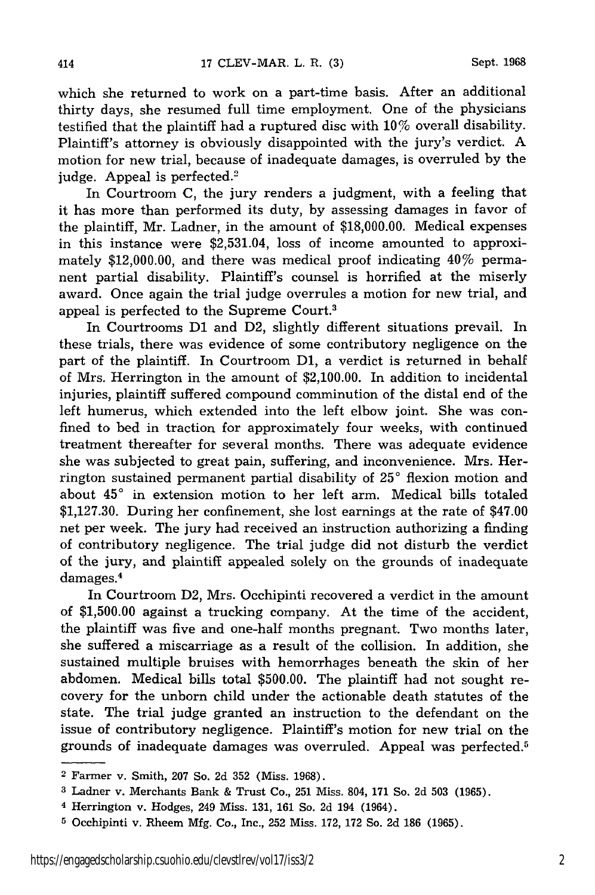which she returned to work on a part-time basis. After an additional thirty days, she resumed full time employment. One of the physicians testified that the plaintiff had a ruptured disc with 10% overall disability. Plaintiff's attorney is obviously disappointed with the jury's verdict. A motion for new trial, because of inadequate damages, is overruled by the judge. Appeal is perfected.[2]

In Courtroom C, the jury renders a judgment, with a feeling that it has more than performed its duty, by assessing damages in favor of the plaintiff, Mr. Ladner, in the amount of $18,000.00. Medical expenses in this instance were $2,531.04, loss of income amounted to approximately $12,000.00, and there was medical proof indicating 40% permanent partial disability. Plaintiff's counsel is horrified at the miserly award. Once again the trial judge overrules a motion for new trial, and appeal is perfected to the Supreme Court.[3]

In Courtrooms D1 and D2, slightly different situations prevail. In these trials, there was evidence of some contributory negligence on the part of the plaintiff. In Courtroom D1, a verdict is returned in behalf of Mrs. Herrington in the amount of $2,100.00. In addition to incidental injuries, plaintiff suffered compound comminution of the distal end of the left humerus, which extended into the left elbow joint. She was confined to bed in traction for approximately four weeks, with continued treatment thereafter for several months. There was adequate evidence she was subjected to great pain, suffering, and inconvenience. Mrs. Herrington sustained permanent partial disability of 25° flexion motion and about 45° in extension motion to her left arm. Medical bills totaled $1,127.30. During her confinement, she lost earnings at the rate of $47.00 net per week. The jury had received an instruction authorizing a finding of contributory negligence. The trial judge did not disturb the verdict of the jury, and plaintiff appealed solely on the grounds of inadequate damages.[4]

In Courtroom D2, Mrs. Occhipinti recovered a verdict in the amount of $1,500.00 against a trucking company. At the time of the accident, the plaintiff was five and one-half months pregnant. Two months later, she suffered a miscarriage as a result of the collision. In addition, she sustained multiple bruises with hemorrhages beneath the skin of her abdomen. Medical bills total $500.00. The plaintiff had not sought recovery for the unborn child under the actionable death statutes of the state. The trial judge granted an instruction to the defendant on the issue of contributory negligence. Plaintiff's motion for new trial on the grounds of inadequate damages was overruled. Appeal was perfected.[5]

---

[2] Farmer v. Smith, 207 So. 2d 352 (Miss. 1968).

[3] Ladner v. Merchants Bank & Trust Co., 251 Miss. 804, 171 So. 2d 503 (1965).

[4] Herrington v. Hodges, 249 Miss. 131, 161 So. 2d 194 (1964).

[5] Occhipinti v. Rheem Mfg. Co., Inc., 252 Miss. 172, 172 So. 2d 186 (1965).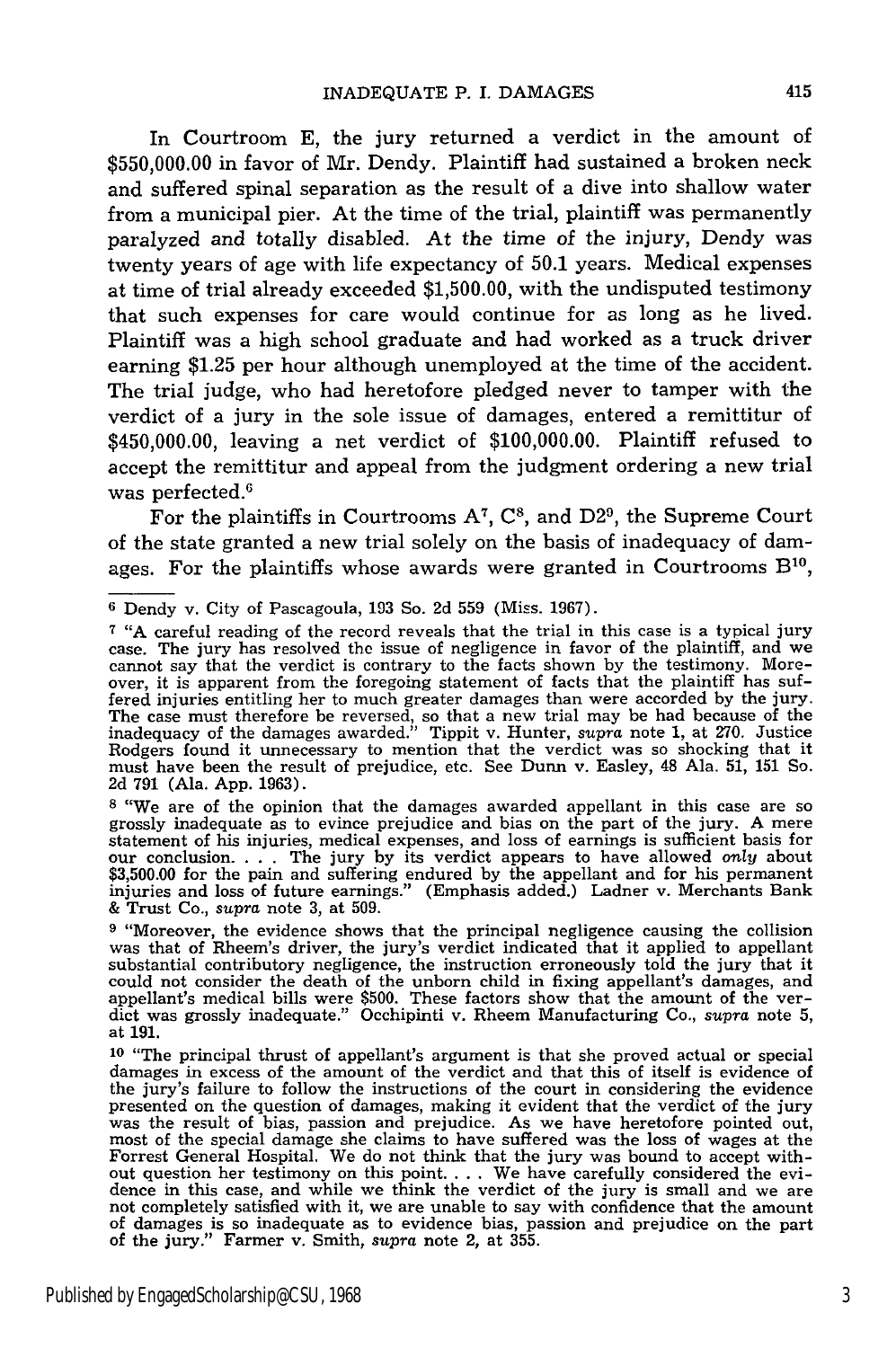In Courtroom E, the jury returned a verdict in the amount of $550,000.00 in favor of Mr. Dendy. Plaintiff had sustained a broken neck and suffered spinal separation as the result of a dive into shallow water from a municipal pier. At the time of the trial, plaintiff was permanently paralyzed and totally disabled. At the time of the injury, Dendy was twenty years of age with life expectancy of 50.1 years. Medical expenses at time of trial already exceeded $1,500.00, with the undisputed testimony that such expenses for care would continue for as long as he lived. Plaintiff was a high school graduate and had worked as a truck driver earning $1.25 per hour although unemployed at the time of the accident. The trial judge, who had heretofore pledged never to tamper with the verdict of a jury in the sole issue of damages, entered a remittitur of $450,000.00, leaving a net verdict of $100,000.00. Plaintiff refused to accept the remittitur and appeal from the judgment ordering a new trial was perfected.[6]

For the plaintiffs in Courtrooms A[7], C[8], and D2[9], the Supreme Court of the state granted a new trial solely on the basis of inadequacy of damages. For the plaintiffs whose awards were granted in Courtrooms B[10],

---

[6] Dendy v. City of Pascagoula, 193 So. 2d 559 (Miss. 1967).

[7] "A careful reading of the record reveals that the trial in this case is a typical jury case. The jury has resolved the issue of negligence in favor of the plaintiff, and we cannot say that the verdict is contrary to the facts shown by the testimony. Moreover, it is apparent from the foregoing statement of facts that the plaintiff has suffered injuries entitling her to much greater damages than were accorded by the jury. The case must therefore be reversed, so that a new trial may be had because of the inadequacy of the damages awarded." Tippit v. Hunter, *supra* note 1, at 270. Justice Rodgers found it unnecessary to mention that the verdict was so shocking that it must have been the result of prejudice, etc. See Dunn v. Easley, 48 Ala. 51, 151 So. 2d 791 (Ala. App. 1963).

[8] "We are of the opinion that the damages awarded appellant in this case are so grossly inadequate as to evince prejudice and bias on the part of the jury. A mere statement of his injuries, medical expenses, and loss of earnings is sufficient basis for our conclusion. . . . The jury by its verdict appears to have allowed *only* about $3,500.00 for the pain and suffering endured by the appellant and for his permanent injuries and loss of future earnings." (Emphasis added.) Ladner v. Merchants Bank & Trust Co., *supra* note 3, at 509.

[9] "Moreover, the evidence shows that the principal negligence causing the collision was that of Rheem's driver, the jury's verdict indicated that it applied to appellant substantial contributory negligence, the instruction erroneously told the jury that it could not consider the death of the unborn child in fixing appellant's damages, and appellant's medical bills were $500. These factors show that the amount of the verdict was grossly inadequate." Occhipinti v. Rheem Manufacturing Co., *supra* note 5, at 191.

[10] "The principal thrust of appellant's argument is that she proved actual or special damages in excess of the amount of the verdict and that this of itself is evidence of the jury's failure to follow the instructions of the court in considering the evidence presented on the question of damages, making it evident that the verdict of the jury was the result of bias, passion and prejudice. As we have heretofore pointed out, most of the special damage she claims to have suffered was the loss of wages at the Forrest General Hospital. We do not think that the jury was bound to accept without question her testimony on this point. . . . We have carefully considered the evidence in this case, and while we think the verdict of the jury is small and we are not completely satisfied with it, we are unable to say with confidence that the amount of damages is so inadequate as to evidence bias, passion and prejudice on the part of the jury." Farmer v. Smith, *supra* note 2, at 355.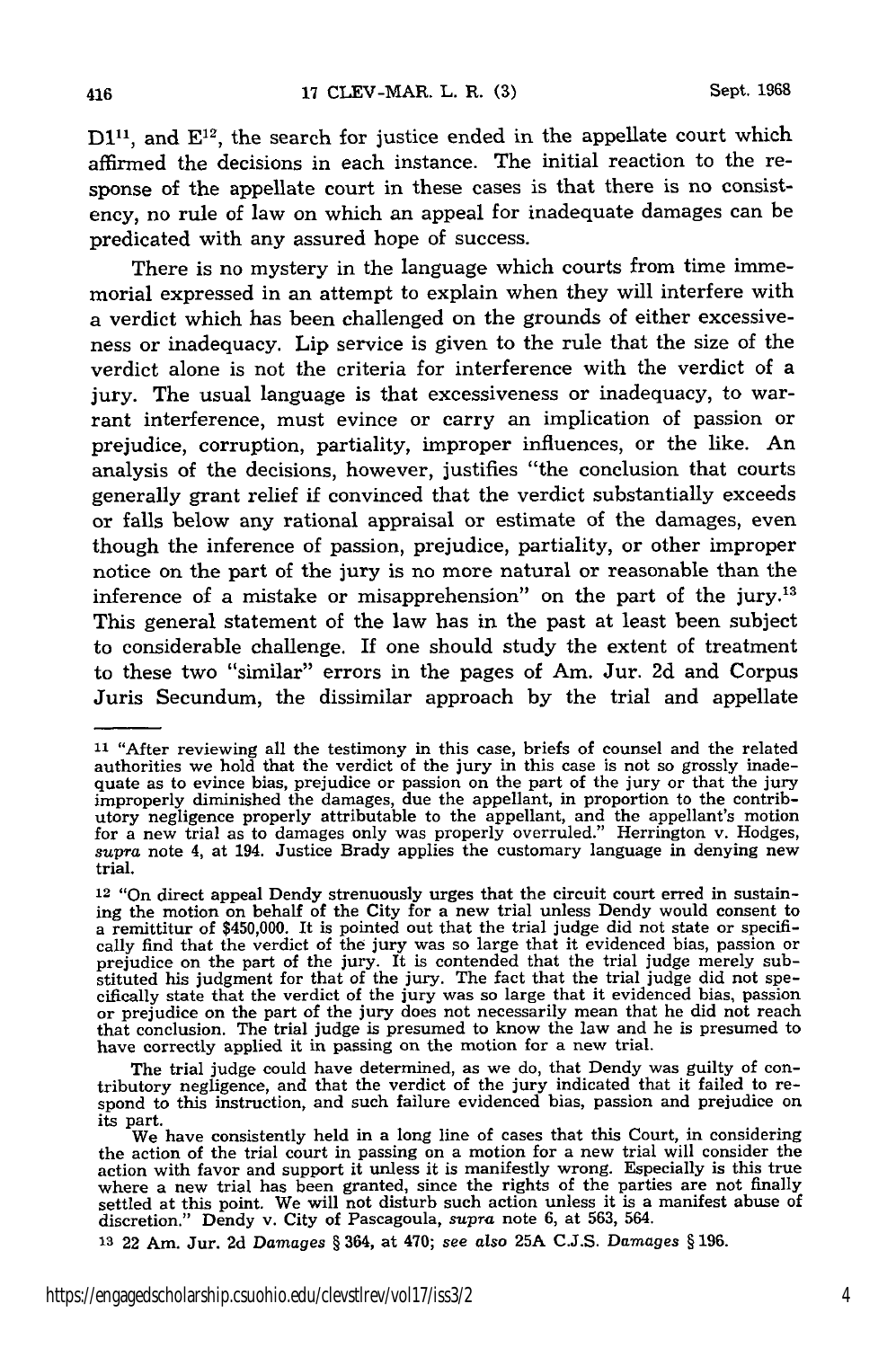D1[11], and E[12], the search for justice ended in the appellate court which affirmed the decisions in each instance. The initial reaction to the response of the appellate court in these cases is that there is no consistency, no rule of law on which an appeal for inadequate damages can be predicated with any assured hope of success.

There is no mystery in the language which courts from time immemorial expressed in an attempt to explain when they will interfere with a verdict which has been challenged on the grounds of either excessiveness or inadequacy. Lip service is given to the rule that the size of the verdict alone is not the criteria for interference with the verdict of a jury. The usual language is that excessiveness or inadequacy, to warrant interference, must evince or carry an implication of passion or prejudice, corruption, partiality, improper influences, or the like. An analysis of the decisions, however, justifies "the conclusion that courts generally grant relief if convinced that the verdict substantially exceeds or falls below any rational appraisal or estimate of the damages, even though the inference of passion, prejudice, partiality, or other improper notice on the part of the jury is no more natural or reasonable than the inference of a mistake or misapprehension" on the part of the jury.[13] This general statement of the law has in the past at least been subject to considerable challenge. If one should study the extent of treatment to these two "similar" errors in the pages of Am. Jur. 2d and Corpus Juris Secundum, the dissimilar approach by the trial and appellate

---

[11] "After reviewing all the testimony in this case, briefs of counsel and the related authorities we hold that the verdict of the jury in this case is not so grossly inadequate as to evince bias, prejudice or passion on the part of the jury or that the jury improperly diminished the damages, due the appellant, in proportion to the contributory negligence properly attributable to the appellant, and the appellant's motion for a new trial as to damages only was properly overruled." Herrington v. Hodges, *supra* note 4, at 194. Justice Brady applies the customary language in denying new trial.

[12] "On direct appeal Dendy strenuously urges that the circuit court erred in sustaining the motion on behalf of the City for a new trial unless Dendy would consent to a remittitur of $450,000. It is pointed out that the trial judge did not state or specifically find that the verdict of the jury was so large that it evidenced bias, passion or prejudice on the part of the jury. It is contended that the trial judge merely substituted his judgment for that of the jury. The fact that the trial judge did not specifically state that the verdict of the jury was so large that it evidenced bias, passion or prejudice on the part of the jury does not necessarily mean that he did not reach that conclusion. The trial judge is presumed to know the law and he is presumed to have correctly applied it in passing on the motion for a new trial.

The trial judge could have determined, as we do, that Dendy was guilty of contributory negligence, and that the verdict of the jury indicated that it failed to respond to this instruction, and such failure evidenced bias, passion and prejudice on its part.

We have consistently held in a long line of cases that this Court, in considering the action of the trial court in passing on a motion for a new trial will consider the action with favor and support it unless it is manifestly wrong. Especially is this true where a new trial has been granted, since the rights of the parties are not finally settled at this point. We will not disturb such action unless it is a manifest abuse of discretion." Dendy v. City of Pascagoula, *supra* note 6, at 563, 564.

[13] 22 Am. Jur. 2d *Damages* § 364, at 470; *see also* 25A C.J.S. *Damages* § 196.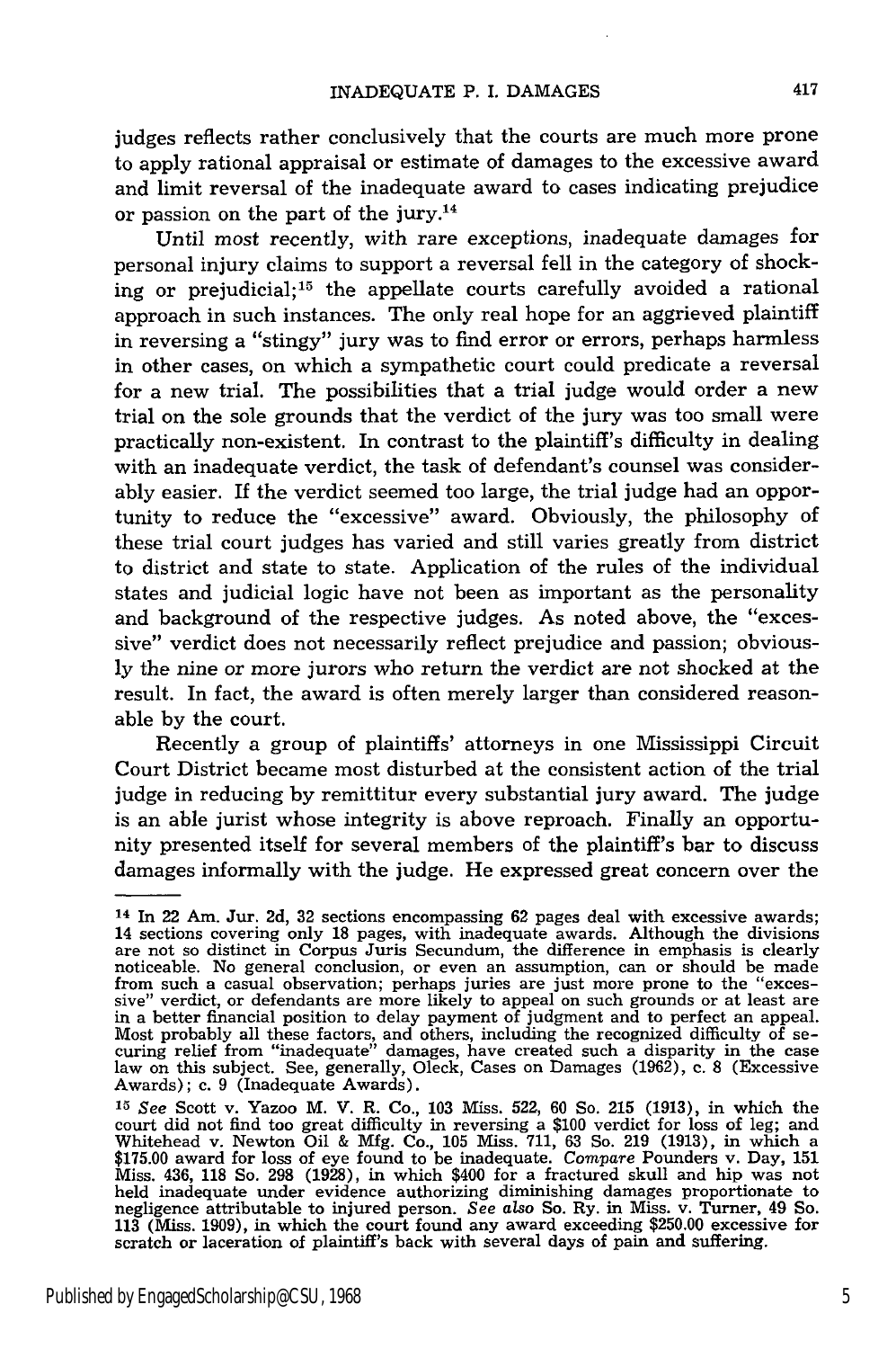judges reflects rather conclusively that the courts are much more prone to apply rational appraisal or estimate of damages to the excessive award and limit reversal of the inadequate award to cases indicating prejudice or passion on the part of the jury.[14]

Until most recently, with rare exceptions, inadequate damages for personal injury claims to support a reversal fell in the category of shocking or prejudicial;[15] the appellate courts carefully avoided a rational approach in such instances. The only real hope for an aggrieved plaintiff in reversing a "stingy" jury was to find error or errors, perhaps harmless in other cases, on which a sympathetic court could predicate a reversal for a new trial. The possibilities that a trial judge would order a new trial on the sole grounds that the verdict of the jury was too small were practically non-existent. In contrast to the plaintiff's difficulty in dealing with an inadequate verdict, the task of defendant's counsel was considerably easier. If the verdict seemed too large, the trial judge had an opportunity to reduce the "excessive" award. Obviously, the philosophy of these trial court judges has varied and still varies greatly from district to district and state to state. Application of the rules of the individual states and judicial logic have not been as important as the personality and background of the respective judges. As noted above, the "excessive" verdict does not necessarily reflect prejudice and passion; obviously the nine or more jurors who return the verdict are not shocked at the result. In fact, the award is often merely larger than considered reasonable by the court.

Recently a group of plaintiffs' attorneys in one Mississippi Circuit Court District became most disturbed at the consistent action of the trial judge in reducing by remittitur every substantial jury award. The judge is an able jurist whose integrity is above reproach. Finally an opportunity presented itself for several members of the plaintiff's bar to discuss damages informally with the judge. He expressed great concern over the

---

[14] In 22 Am. Jur. 2d, 32 sections encompassing 62 pages deal with excessive awards; 14 sections covering only 18 pages, with inadequate awards. Although the divisions are not so distinct in Corpus Juris Secundum, the difference in emphasis is clearly noticeable. No general conclusion, or even an assumption, can or should be made from such a casual observation; perhaps juries are just more prone to the "excessive" verdict, or defendants are more likely to appeal on such grounds or at least are in a better financial position to delay payment of judgment and to perfect an appeal. Most probably all these factors, and others, including the recognized difficulty of securing relief from "inadequate" damages, have created such a disparity in the case law on this subject. See, generally, Oleck, Cases on Damages (1962), c. 8 (Excessive Awards); c. 9 (Inadequate Awards).

[15] *See* Scott v. Yazoo M. V. R. Co., 103 Miss. 522, 60 So. 215 (1913), in which the court did not find too great difficulty in reversing a $100 verdict for loss of leg; and Whitehead v. Newton Oil & Mfg. Co., 105 Miss. 711, 63 So. 219 (1913), in which a $175.00 award for loss of eye found to be inadequate. *Compare* Pounders v. Day, 151 Miss. 436, 118 So. 298 (1928), in which $400 for a fractured skull and hip was not held inadequate under evidence authorizing diminishing damages proportionate to negligence attributable to injured person. *See also* So. Ry. in Miss. v. Turner, 49 So. 113 (Miss. 1909), in which the court found any award exceeding $250.00 excessive for scratch or laceration of plaintiff's back with several days of pain and suffering.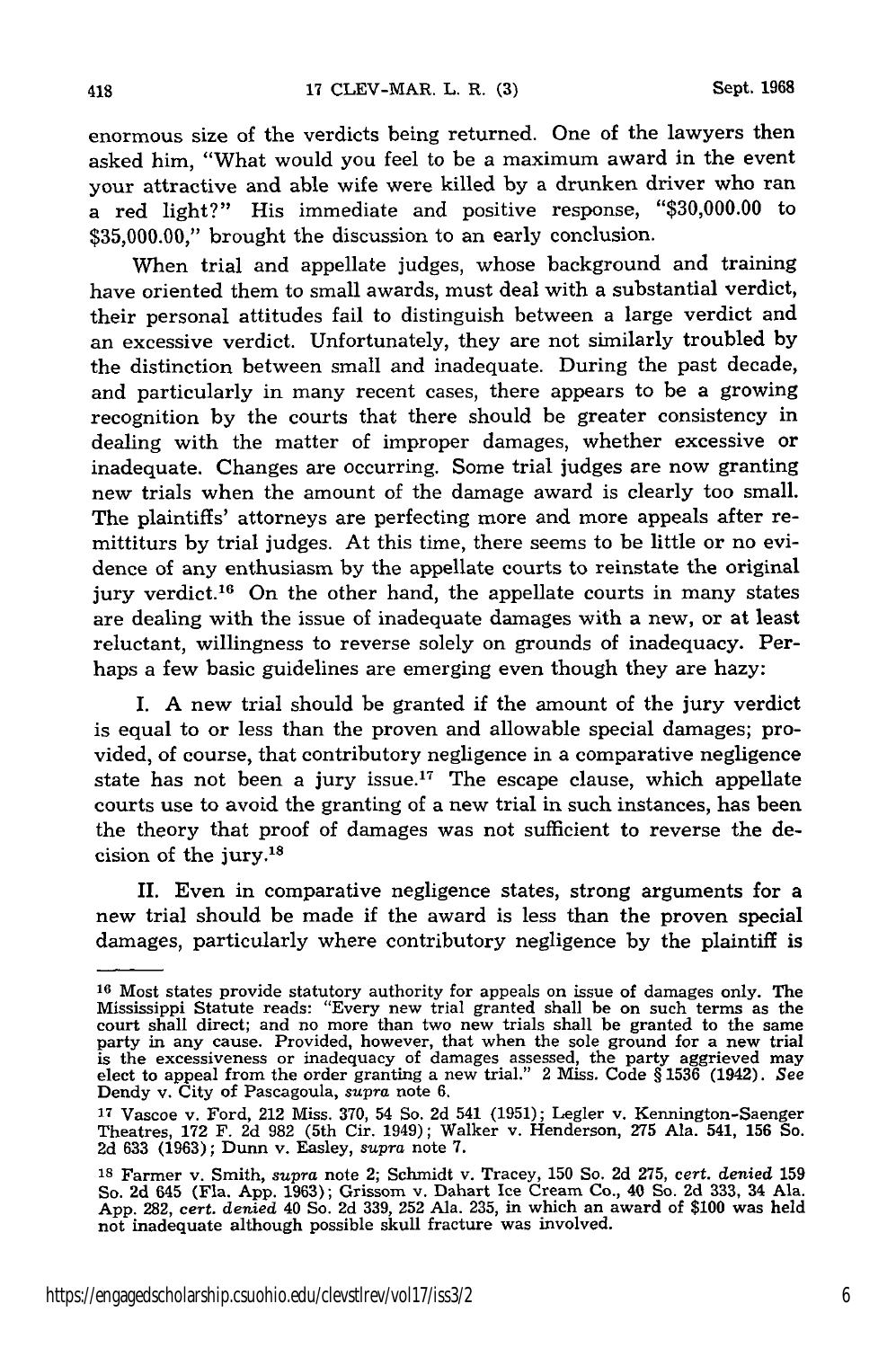enormous size of the verdicts being returned. One of the lawyers then asked him, "What would you feel to be a maximum award in the event your attractive and able wife were killed by a drunken driver who ran a red light?" His immediate and positive response, "$30,000.00 to $35,000.00," brought the discussion to an early conclusion.

When trial and appellate judges, whose background and training have oriented them to small awards, must deal with a substantial verdict, their personal attitudes fail to distinguish between a large verdict and an excessive verdict. Unfortunately, they are not similarly troubled by the distinction between small and inadequate. During the past decade, and particularly in many recent cases, there appears to be a growing recognition by the courts that there should be greater consistency in dealing with the matter of improper damages, whether excessive or inadequate. Changes are occurring. Some trial judges are now granting new trials when the amount of the damage award is clearly too small. The plaintiffs' attorneys are perfecting more and more appeals after remittiturs by trial judges. At this time, there seems to be little or no evidence of any enthusiasm by the appellate courts to reinstate the original jury verdict.[16] On the other hand, the appellate courts in many states are dealing with the issue of inadequate damages with a new, or at least reluctant, willingness to reverse solely on grounds of inadequacy. Perhaps a few basic guidelines are emerging even though they are hazy:

I. A new trial should be granted if the amount of the jury verdict is equal to or less than the proven and allowable special damages; provided, of course, that contributory negligence in a comparative negligence state has not been a jury issue.[17] The escape clause, which appellate courts use to avoid the granting of a new trial in such instances, has been the theory that proof of damages was not sufficient to reverse the decision of the jury.[18]

II. Even in comparative negligence states, strong arguments for a new trial should be made if the award is less than the proven special damages, particularly where contributory negligence by the plaintiff is

---

[16] Most states provide statutory authority for appeals on issue of damages only. The Mississippi Statute reads: "Every new trial granted shall be on such terms as the court shall direct; and no more than two new trials shall be granted to the same party in any cause. Provided, however, that when the sole ground for a new trial is the excessiveness or inadequacy of damages assessed, the party aggrieved may elect to appeal from the order granting a new trial." 2 Miss. Code § 1536 (1942). *See* Dendy v. City of Pascagoula, *supra* note 6.

[17] Vascoe v. Ford, 212 Miss. 370, 54 So. 2d 541 (1951); Legler v. Kennington-Saenger Theatres, 172 F. 2d 982 (5th Cir. 1949); Walker v. Henderson, 275 Ala. 541, 156 So. 2d 633 (1963); Dunn v. Easley, *supra* note 7.

[18] Farmer v. Smith, *supra* note 2; Schmidt v. Tracey, 150 So. 2d 275, *cert. denied* 159 So. 2d 645 (Fla. App. 1963); Grissom v. Dahart Ice Cream Co., 40 So. 2d 333, 34 Ala. App. 282, *cert. denied* 40 So. 2d 339, 252 Ala. 235, in which an award of $100 was held not inadequate although possible skull fracture was involved.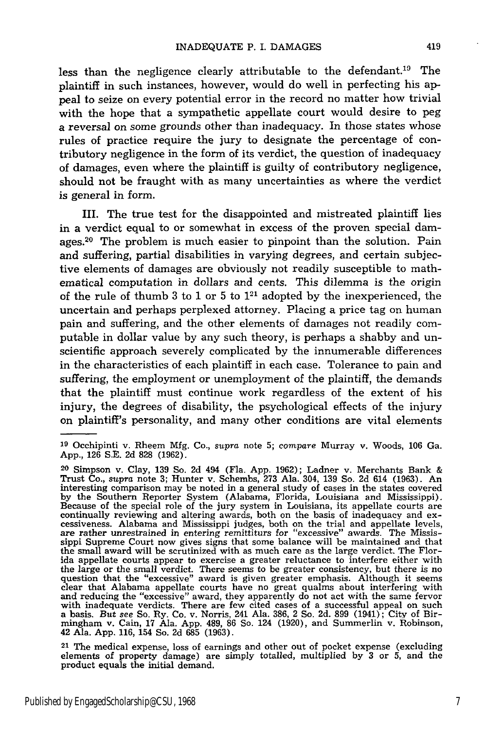less than the negligence clearly attributable to the defendant.[19] The plaintiff in such instances, however, would do well in perfecting his appeal to seize on every potential error in the record no matter how trivial with the hope that a sympathetic appellate court would desire to peg a reversal on some grounds other than inadequacy. In those states whose rules of practice require the jury to designate the percentage of contributory negligence in the form of its verdict, the question of inadequacy of damages, even where the plaintiff is guilty of contributory negligence, should not be fraught with as many uncertainties as where the verdict is general in form.

III. The true test for the disappointed and mistreated plaintiff lies in a verdict equal to or somewhat in excess of the proven special damages.[20] The problem is much easier to pinpoint than the solution. Pain and suffering, partial disabilities in varying degrees, and certain subjective elements of damages are obviously not readily susceptible to mathematical computation in dollars and cents. This dilemma is the origin of the rule of thumb 3 to 1 or 5 to 1[21] adopted by the inexperienced, the uncertain and perhaps perplexed attorney. Placing a price tag on human pain and suffering, and the other elements of damages not readily computable in dollar value by any such theory, is perhaps a shabby and unscientific approach severely complicated by the innumerable differences in the characteristics of each plaintiff in each case. Tolerance to pain and suffering, the employment or unemployment of the plaintiff, the demands that the plaintiff must continue work regardless of the extent of his injury, the degrees of disability, the psychological effects of the injury on plaintiff's personality, and many other conditions are vital elements

---

[19] Occhipinti v. Rheem Mfg. Co., *supra* note 5; *compare* Murray v. Woods, 106 Ga. App., 126 S.E. 2d 828 (1962).

[20] Simpson v. Clay, 139 So. 2d 494 (Fla. App. 1962); Ladner v. Merchants Bank & Trust Co., *supra* note 3; Hunter v. Schembs, 273 Ala. 304, 139 So. 2d 614 (1963). An interesting comparison may be noted in a general study of cases in the states covered by the Southern Reporter System (Alabama, Florida, Louisiana and Mississippi). Because of the special role of the jury system in Louisiana, its appellate courts are continually reviewing and altering awards, both on the basis of inadequacy and excessiveness. Alabama and Mississippi judges, both on the trial and appellate levels, are rather unrestrained in entering remittiturs for "excessive" awards. The Mississippi Supreme Court now gives signs that some balance will be maintained and that the small award will be scrutinized with as much care as the large verdict. The Florida appellate courts appear to exercise a greater reluctance to interfere either with the large or the small verdict. There seems to be greater consistency, but there is no question that the "excessive" award is given greater emphasis. Although it seems clear that Alabama appellate courts have no great qualms about interfering with and reducing the "excessive" award, they apparently do not act with the same fervor with inadequate verdicts. There are few cited cases of a successful appeal on such a basis. *But see* So. Ry. Co. v. Norris, 241 Ala. 386, 2 So. 2d. 899 (1941); City of Birmingham v. Cain, 17 Ala. App. 489, 86 So. 124 (1920), and Summerlin v. Robinson, 42 Ala. App. 116, 154 So. 2d 685 (1963).

[21] The medical expense, loss of earnings and other out of pocket expense (excluding elements of property damage) are simply totalled, multiplied by 3 or 5, and the product equals the initial demand.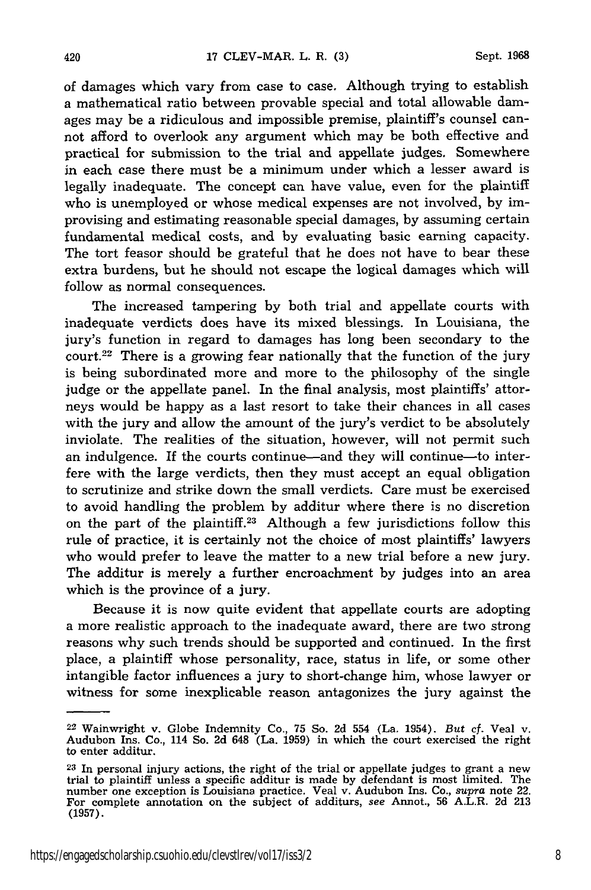of damages which vary from case to case. Although trying to establish a mathematical ratio between provable special and total allowable damages may be a ridiculous and impossible premise, plaintiff's counsel cannot afford to overlook any argument which may be both effective and practical for submission to the trial and appellate judges. Somewhere in each case there must be a minimum under which a lesser award is legally inadequate. The concept can have value, even for the plaintiff who is unemployed or whose medical expenses are not involved, by improvising and estimating reasonable special damages, by assuming certain fundamental medical costs, and by evaluating basic earning capacity. The tort feasor should be grateful that he does not have to bear these extra burdens, but he should not escape the logical damages which will follow as normal consequences.

The increased tampering by both trial and appellate courts with inadequate verdicts does have its mixed blessings. In Louisiana, the jury's function in regard to damages has long been secondary to the court.[22] There is a growing fear nationally that the function of the jury is being subordinated more and more to the philosophy of the single judge or the appellate panel. In the final analysis, most plaintiffs' attorneys would be happy as a last resort to take their chances in all cases with the jury and allow the amount of the jury's verdict to be absolutely inviolate. The realities of the situation, however, will not permit such an indulgence. If the courts continue—and they will continue—to interfere with the large verdicts, then they must accept an equal obligation to scrutinize and strike down the small verdicts. Care must be exercised to avoid handling the problem by additur where there is no discretion on the part of the plaintiff.[23] Although a few jurisdictions follow this rule of practice, it is certainly not the choice of most plaintiffs' lawyers who would prefer to leave the matter to a new trial before a new jury. The additur is merely a further encroachment by judges into an area which is the province of a jury.

Because it is now quite evident that appellate courts are adopting a more realistic approach to the inadequate award, there are two strong reasons why such trends should be supported and continued. In the first place, a plaintiff whose personality, race, status in life, or some other intangible factor influences a jury to short-change him, whose lawyer or witness for some inexplicable reason antagonizes the jury against the

---

[22] Wainwright v. Globe Indemnity Co., 75 So. 2d 554 (La. 1954). *But cf.* Veal v. Audubon Ins. Co., 114 So. 2d 648 (La. 1959) in which the court exercised the right to enter additur.

[23] In personal injury actions, the right of the trial or appellate judges to grant a new trial to plaintiff unless a specific additur is made by defendant is most limited. The number one exception is Louisiana practice. Veal v. Audubon Ins. Co., *supra* note 22. For complete annotation on the subject of additurs, *see* Annot., 56 A.L.R. 2d 213 (1957).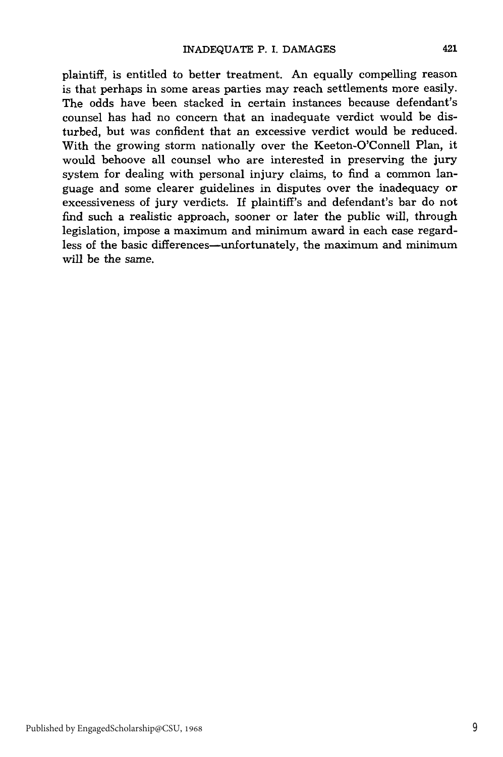plaintiff, is entitled to better treatment. An equally compelling reason is that perhaps in some areas parties may reach settlements more easily. The odds have been stacked in certain instances because defendant's counsel has had no concern that an inadequate verdict would be disturbed, but was confident that an excessive verdict would be reduced. With the growing storm nationally over the Keeton-O'Connell Plan, it would behoove all counsel who are interested in preserving the jury system for dealing with personal injury claims, to find a common language and some clearer guidelines in disputes over the inadequacy or excessiveness of jury verdicts. If plaintiff's and defendant's bar do not find such a realistic approach, sooner or later the public will, through legislation, impose a maximum and minimum award in each case regardless of the basic differences—unfortunately, the maximum and minimum will be the same.